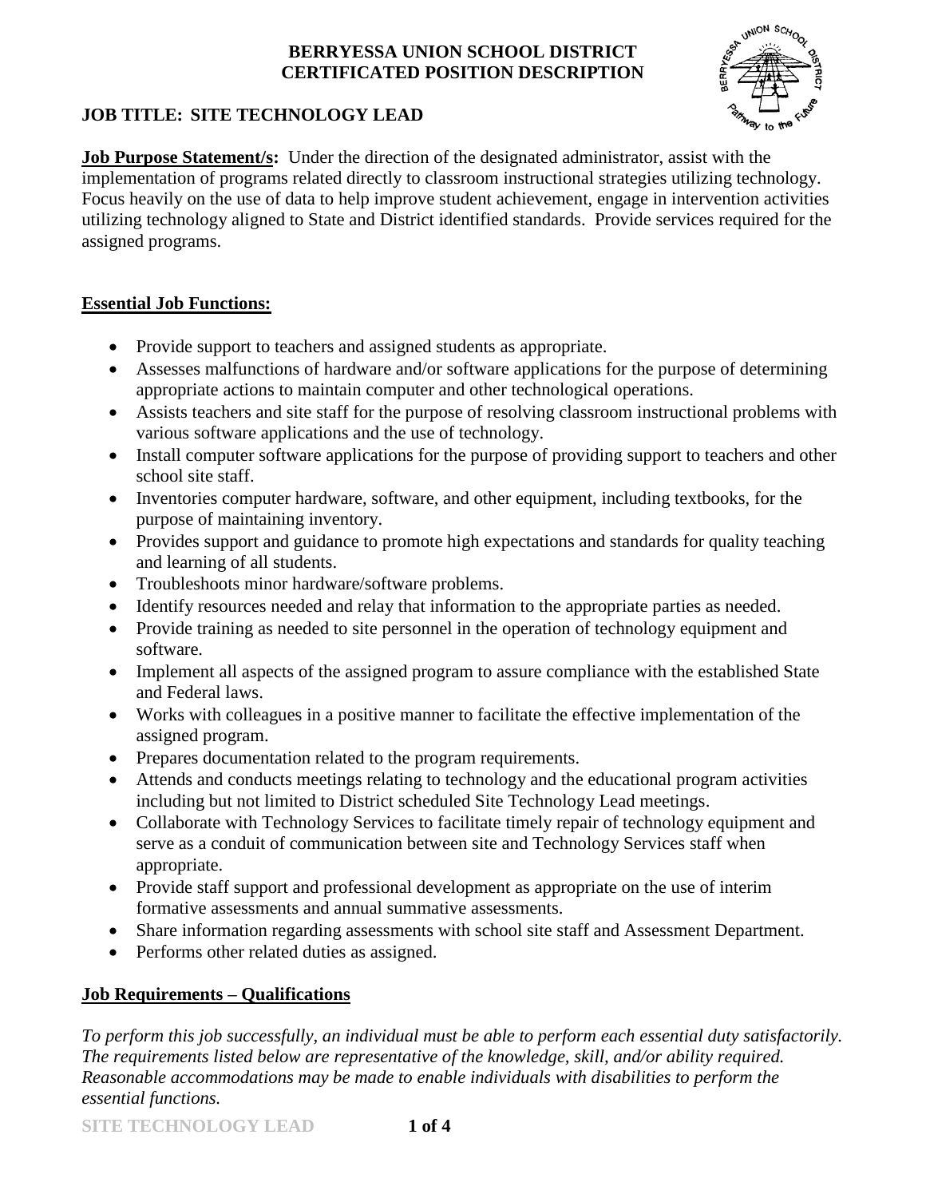**BERRYESSA UNION SCHOOL DISTRICT**
**CERTIFICATED POSITION DESCRIPTION**

## JOB TITLE: SITE TECHNOLOGY LEAD

**Job Purpose Statement/s:** Under the direction of the designated administrator, assist with the implementation of programs related directly to classroom instructional strategies utilizing technology. Focus heavily on the use of data to help improve student achievement, engage in intervention activities utilizing technology aligned to State and District identified standards. Provide services required for the assigned programs.

### Essential Job Functions:

- Provide support to teachers and assigned students as appropriate.
- Assesses malfunctions of hardware and/or software applications for the purpose of determining appropriate actions to maintain computer and other technological operations.
- Assists teachers and site staff for the purpose of resolving classroom instructional problems with various software applications and the use of technology.
- Install computer software applications for the purpose of providing support to teachers and other school site staff.
- Inventories computer hardware, software, and other equipment, including textbooks, for the purpose of maintaining inventory.
- Provides support and guidance to promote high expectations and standards for quality teaching and learning of all students.
- Troubleshoots minor hardware/software problems.
- Identify resources needed and relay that information to the appropriate parties as needed.
- Provide training as needed to site personnel in the operation of technology equipment and software.
- Implement all aspects of the assigned program to assure compliance with the established State and Federal laws.
- Works with colleagues in a positive manner to facilitate the effective implementation of the assigned program.
- Prepares documentation related to the program requirements.
- Attends and conducts meetings relating to technology and the educational program activities including but not limited to District scheduled Site Technology Lead meetings.
- Collaborate with Technology Services to facilitate timely repair of technology equipment and serve as a conduit of communication between site and Technology Services staff when appropriate.
- Provide staff support and professional development as appropriate on the use of interim formative assessments and annual summative assessments.
- Share information regarding assessments with school site staff and Assessment Department.
- Performs other related duties as assigned.

### Job Requirements – Qualifications

*To perform this job successfully, an individual must be able to perform each essential duty satisfactorily. The requirements listed below are representative of the knowledge, skill, and/or ability required. Reasonable accommodations may be made to enable individuals with disabilities to perform the essential functions.*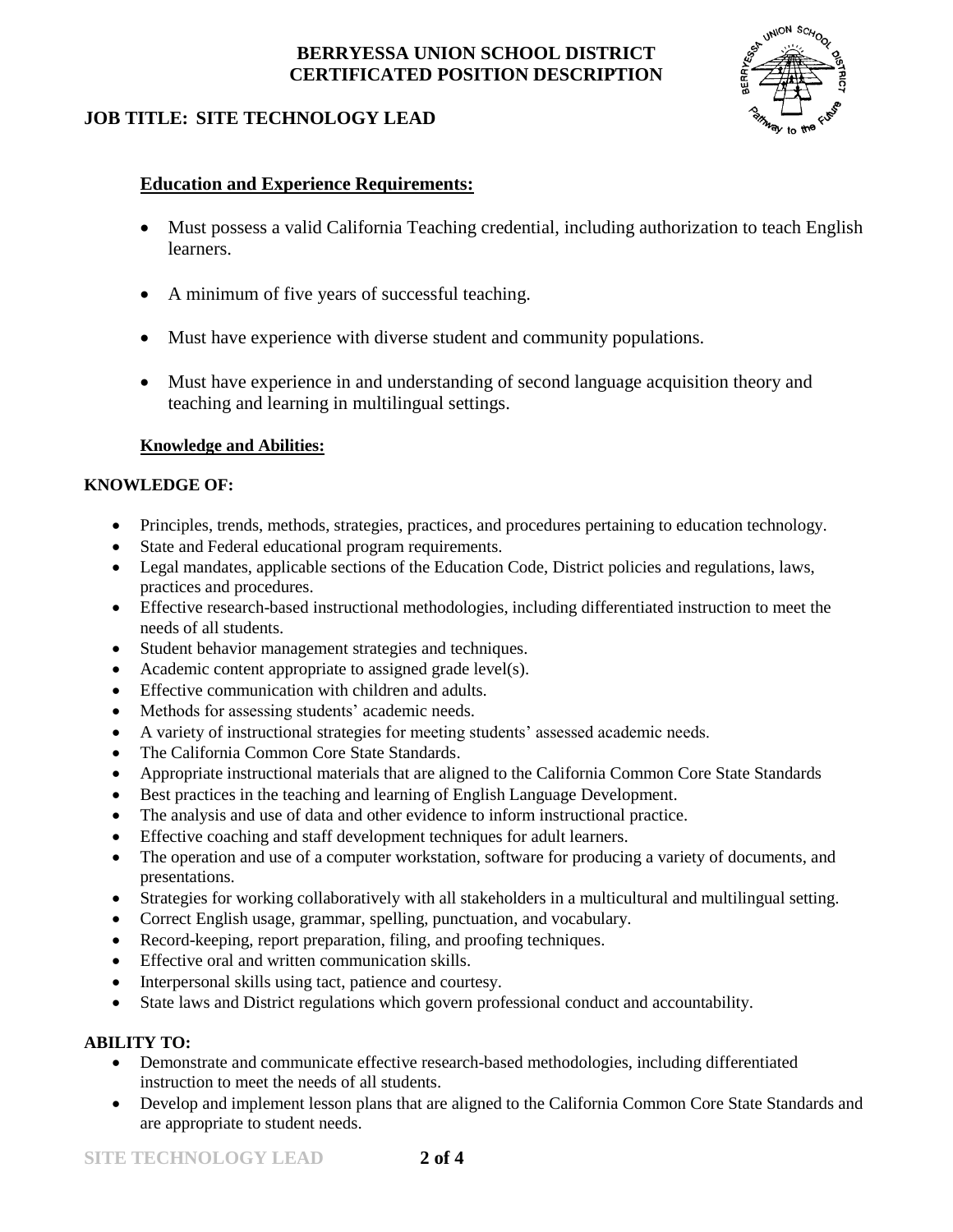**BERRYESSA UNION SCHOOL DISTRICT**
**CERTIFICATED POSITION DESCRIPTION**

**JOB TITLE: SITE TECHNOLOGY LEAD**

## Education and Experience Requirements:

- Must possess a valid California Teaching credential, including authorization to teach English learners.
- A minimum of five years of successful teaching.
- Must have experience with diverse student and community populations.
- Must have experience in and understanding of second language acquisition theory and teaching and learning in multilingual settings.

## Knowledge and Abilities:

### KNOWLEDGE OF:

- Principles, trends, methods, strategies, practices, and procedures pertaining to education technology.
- State and Federal educational program requirements.
- Legal mandates, applicable sections of the Education Code, District policies and regulations, laws, practices and procedures.
- Effective research-based instructional methodologies, including differentiated instruction to meet the needs of all students.
- Student behavior management strategies and techniques.
- Academic content appropriate to assigned grade level(s).
- Effective communication with children and adults.
- Methods for assessing students' academic needs.
- A variety of instructional strategies for meeting students' assessed academic needs.
- The California Common Core State Standards.
- Appropriate instructional materials that are aligned to the California Common Core State Standards
- Best practices in the teaching and learning of English Language Development.
- The analysis and use of data and other evidence to inform instructional practice.
- Effective coaching and staff development techniques for adult learners.
- The operation and use of a computer workstation, software for producing a variety of documents, and presentations.
- Strategies for working collaboratively with all stakeholders in a multicultural and multilingual setting.
- Correct English usage, grammar, spelling, punctuation, and vocabulary.
- Record-keeping, report preparation, filing, and proofing techniques.
- Effective oral and written communication skills.
- Interpersonal skills using tact, patience and courtesy.
- State laws and District regulations which govern professional conduct and accountability.

### ABILITY TO:

- Demonstrate and communicate effective research-based methodologies, including differentiated instruction to meet the needs of all students.
- Develop and implement lesson plans that are aligned to the California Common Core State Standards and are appropriate to student needs.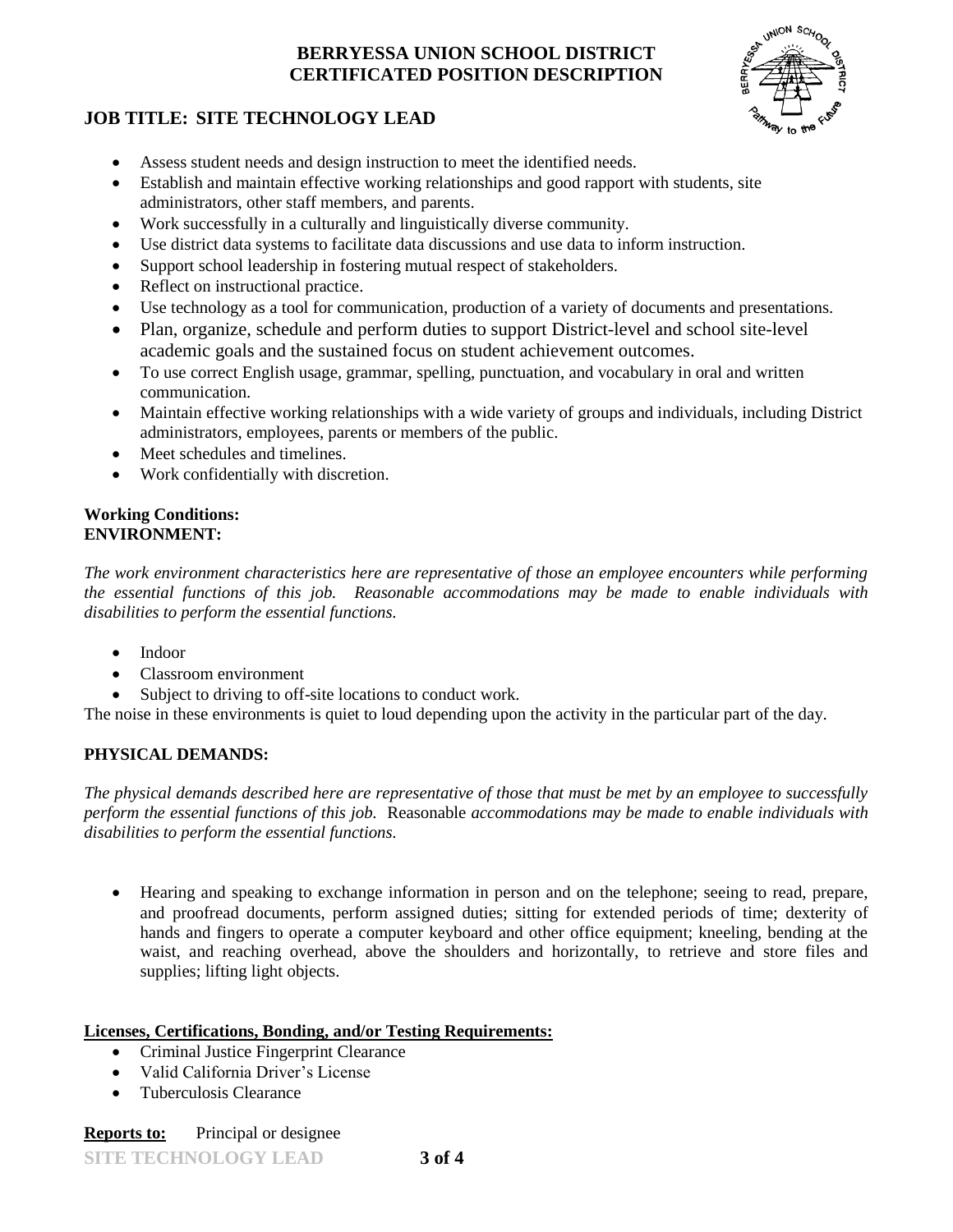**BERRYESSA UNION SCHOOL DISTRICT**
**CERTIFICATED POSITION DESCRIPTION**

## JOB TITLE: SITE TECHNOLOGY LEAD

- Assess student needs and design instruction to meet the identified needs.
- Establish and maintain effective working relationships and good rapport with students, site administrators, other staff members, and parents.
- Work successfully in a culturally and linguistically diverse community.
- Use district data systems to facilitate data discussions and use data to inform instruction.
- Support school leadership in fostering mutual respect of stakeholders.
- Reflect on instructional practice.
- Use technology as a tool for communication, production of a variety of documents and presentations.
- Plan, organize, schedule and perform duties to support District-level and school site-level academic goals and the sustained focus on student achievement outcomes.
- To use correct English usage, grammar, spelling, punctuation, and vocabulary in oral and written communication.
- Maintain effective working relationships with a wide variety of groups and individuals, including District administrators, employees, parents or members of the public.
- Meet schedules and timelines.
- Work confidentially with discretion.

**Working Conditions:**
**ENVIRONMENT:**

*The work environment characteristics here are representative of those an employee encounters while performing the essential functions of this job. Reasonable accommodations may be made to enable individuals with disabilities to perform the essential functions.*

- Indoor
- Classroom environment
- Subject to driving to off-site locations to conduct work.

The noise in these environments is quiet to loud depending upon the activity in the particular part of the day.

**PHYSICAL DEMANDS:**

*The physical demands described here are representative of those that must be met by an employee to successfully perform the essential functions of this job.* Reasonable *accommodations may be made to enable individuals with disabilities to perform the essential functions.*

- Hearing and speaking to exchange information in person and on the telephone; seeing to read, prepare, and proofread documents, perform assigned duties; sitting for extended periods of time; dexterity of hands and fingers to operate a computer keyboard and other office equipment; kneeling, bending at the waist, and reaching overhead, above the shoulders and horizontally, to retrieve and store files and supplies; lifting light objects.

**Licenses, Certifications, Bonding, and/or Testing Requirements:**

- Criminal Justice Fingerprint Clearance
- Valid California Driver's License
- Tuberculosis Clearance

**Reports to:** Principal or designee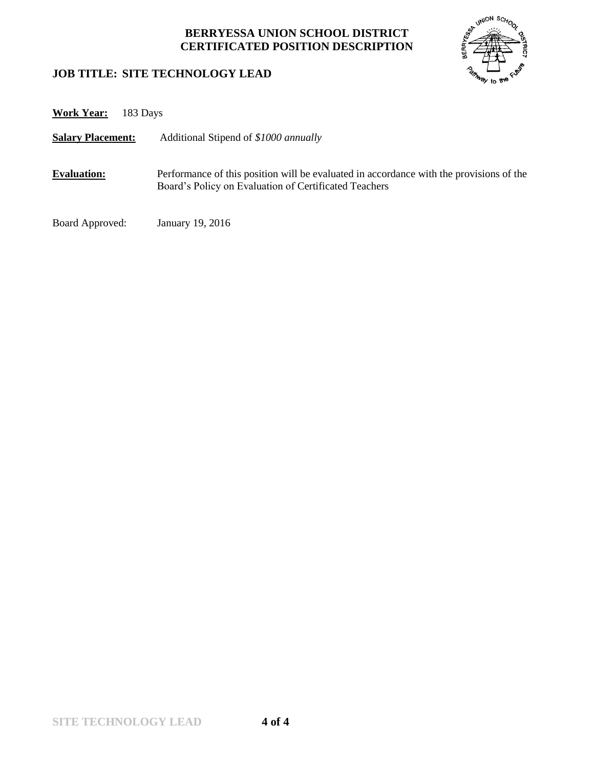**BERRYESSA UNION SCHOOL DISTRICT**
**CERTIFICATED POSITION DESCRIPTION**

## JOB TITLE: SITE TECHNOLOGY LEAD

**Work Year:** 183 Days

**Salary Placement:** Additional Stipend of *$1000 annually*

**Evaluation:** Performance of this position will be evaluated in accordance with the provisions of the Board's Policy on Evaluation of Certificated Teachers

Board Approved: January 19, 2016